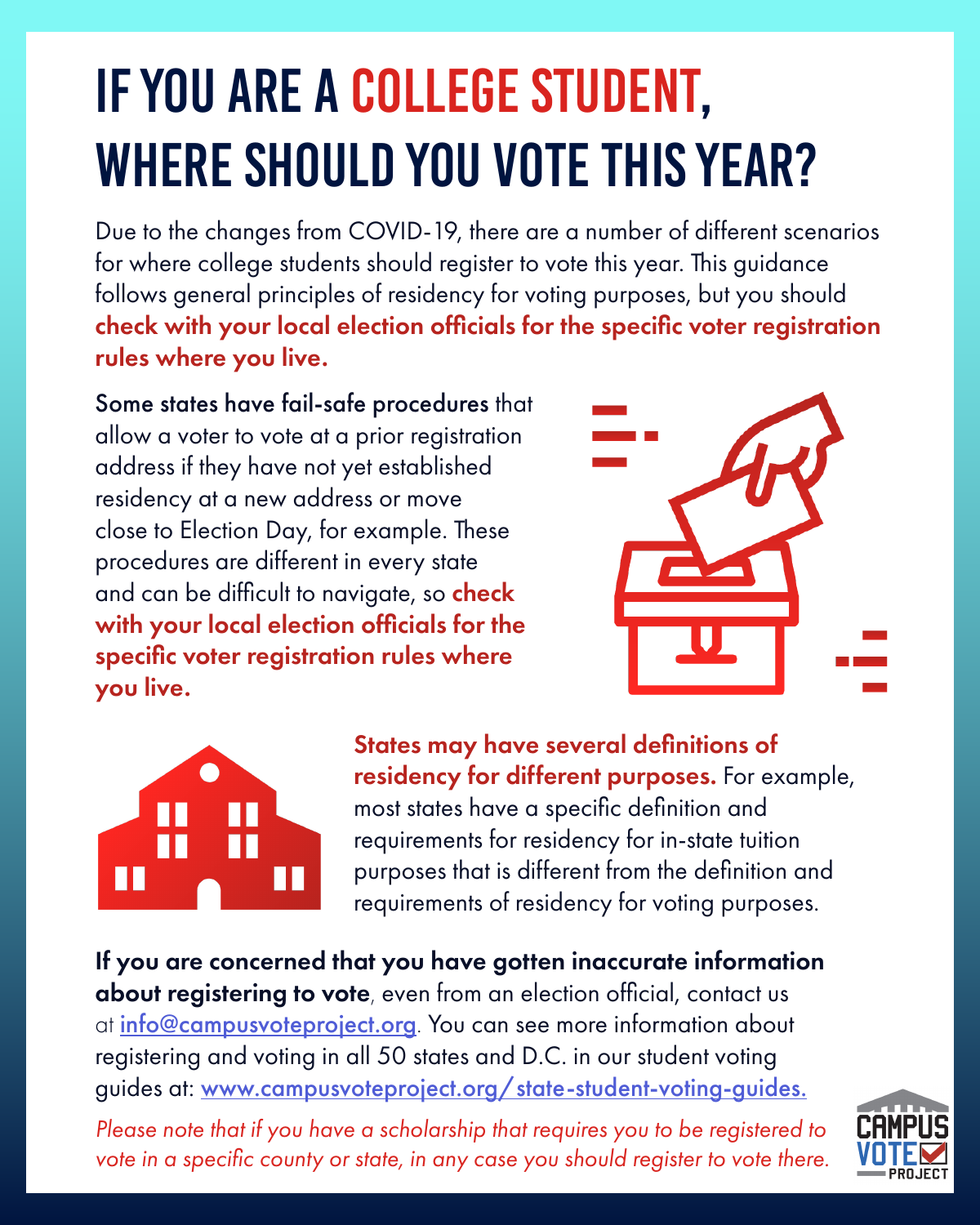# IF YOU ARE A COLLEGE STUDENT, WHERE SHOULD YOU VOTE THIS YEAR?

Due to the changes from COVID-19, there are a number of different scenarios for where college students should register to vote this year. This guidance follows general principles of residency for voting purposes, but you should **check with your local election officials for the specific voter registration rules where you live.**

**Some states have fail-safe procedures** that allow a voter to vote at a prior registration address if they have not yet established residency at a new address or move close to Election Day, for example. These procedures are different in every state and can be difficult to navigate, so **check with your local election officials for the specific voter registration rules where you live.**

**States may have several definitions of residency for different purposes.** For example, most states have a specific definition and requirements for residency for in-state tuition purposes that is different from the definition and requirements of residency for voting purposes.

**If you are concerned that you have gotten inaccurate information about registering to vote**, even from an election official, contact us at info@campusvoteproject.org. You can see more information about registering and voting in all 50 states and D.C. in our student voting guides at: www.campusvoteproject.org/state-student-voting-guides.

*Please note that if you have a scholarship that requires you to be registered to vote in a specific county or state, in any case you should register to vote there.*

CAMPUS VOTE PROJECT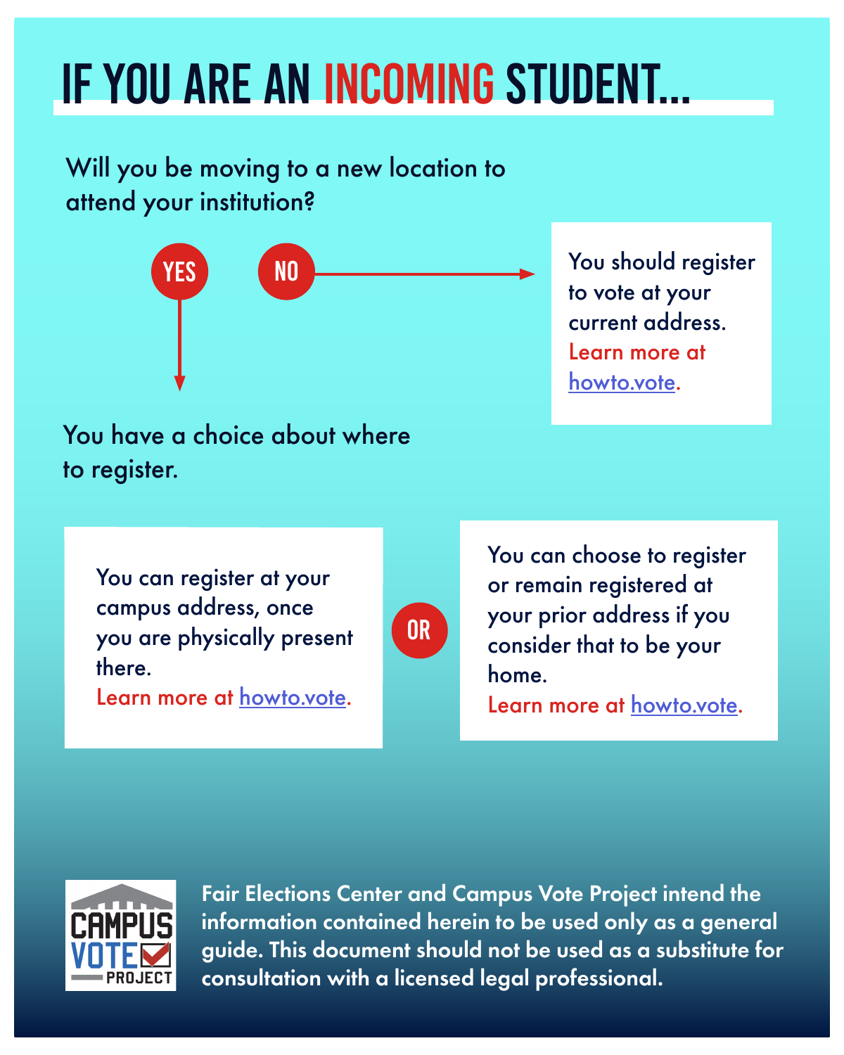# IF YOU ARE AN INCOMING STUDENT...

Will you be moving to a new location to attend your institution?

**YES**

You have a choice about where to register.

You can register at your campus address, once you are physically present there.
Learn more at [howto.vote](https://howto.vote).

**OR**

You can choose to register or remain registered at your prior address if you consider that to be your home.
Learn more at [howto.vote](https://howto.vote).

**NO**

You should register to vote at your current address.
Learn more at [howto.vote](https://howto.vote).

CAMPUS VOTE PROJECT

**Fair Elections Center and Campus Vote Project intend the information contained herein to be used only as a general guide. This document should not be used as a substitute for consultation with a licensed legal professional.**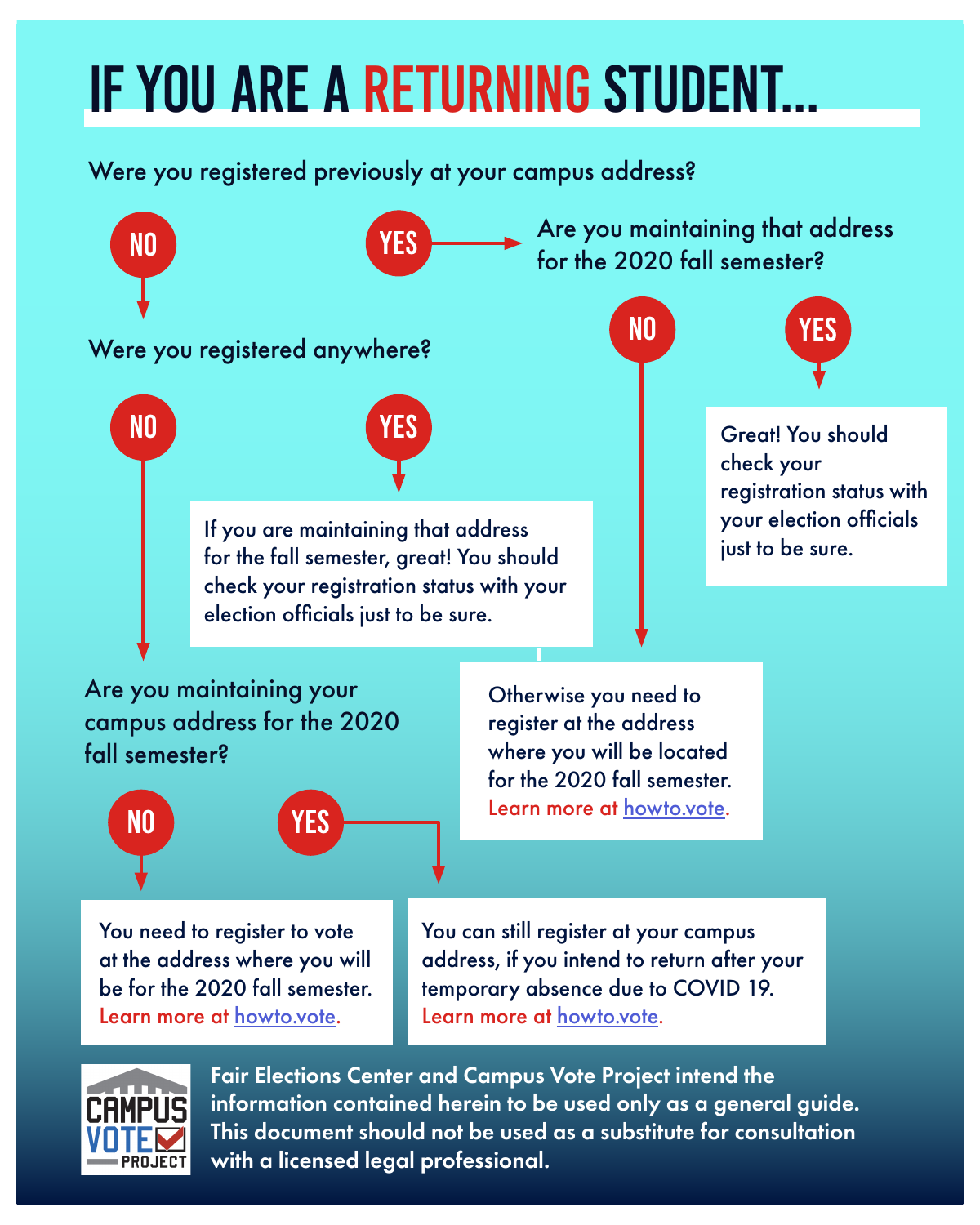# IF YOU ARE A RETURNING STUDENT...

Were you registered previously at your campus address?

- **NO** → Were you registered anywhere?
  - **NO** → Are you maintaining your campus address for the 2020 fall semester?
    - **NO** → You need to register to vote at the address where you will be for the 2020 fall semester. Learn more at [howto.vote](https://howto.vote).
    - **YES** → You can still register at your campus address, if you intend to return after your temporary absence due to COVID 19. Learn more at [howto.vote](https://howto.vote).
  - **YES** → If you are maintaining that address for the fall semester, great! You should check your registration status with your election officials just to be sure.
    - Otherwise you need to register at the address where you will be located for the 2020 fall semester. Learn more at [howto.vote](https://howto.vote).
- **YES** → Are you maintaining that address for the 2020 fall semester?
  - **NO** → Otherwise you need to register at the address where you will be located for the 2020 fall semester. Learn more at [howto.vote](https://howto.vote).
  - **YES** → Great! You should check your registration status with your election officials just to be sure.

CAMPUS VOTE PROJECT

**Fair Elections Center and Campus Vote Project intend the information contained herein to be used only as a general guide. This document should not be used as a substitute for consultation with a licensed legal professional.**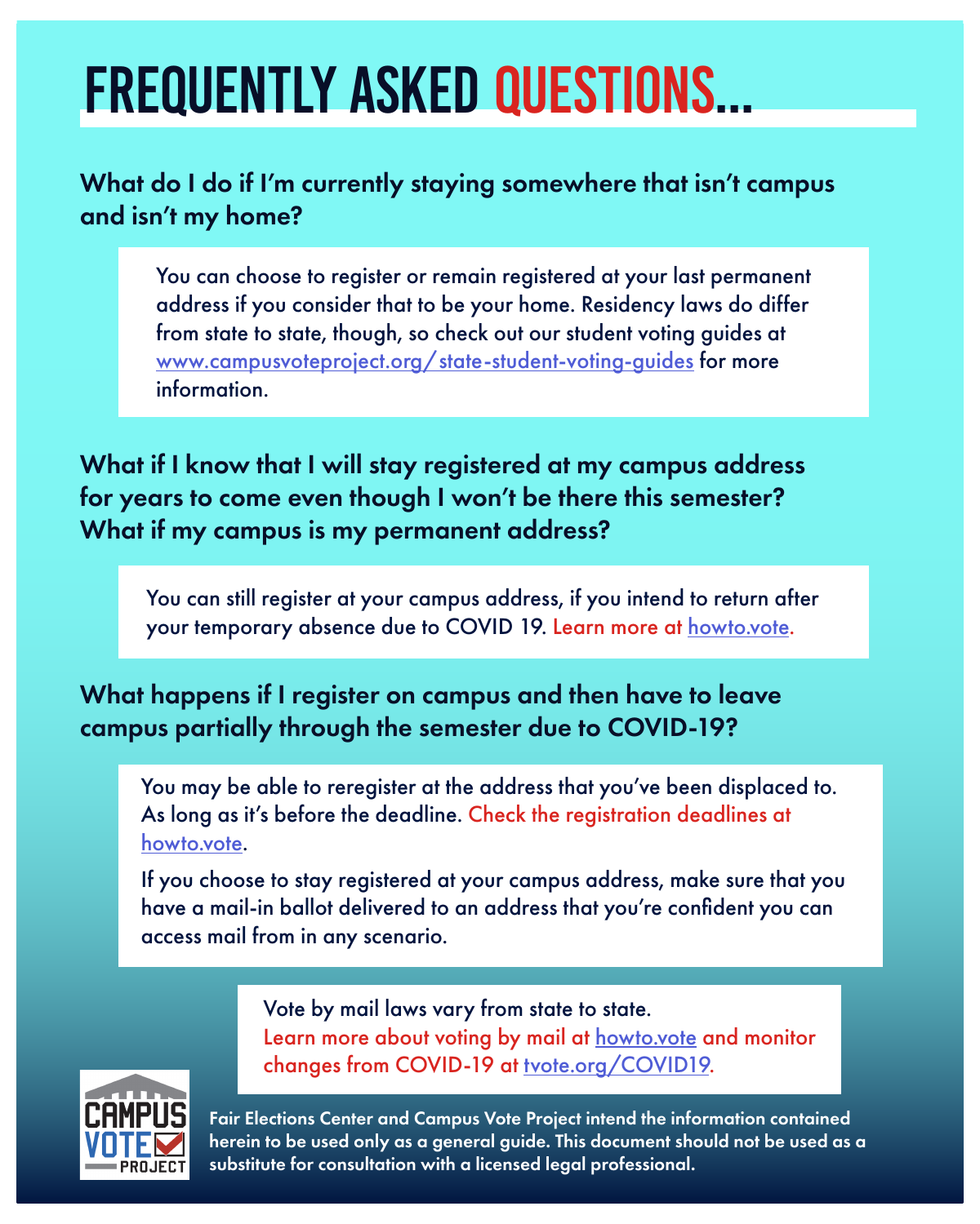# FREQUENTLY ASKED QUESTIONS...

### What do I do if I'm currently staying somewhere that isn't campus and isn't my home?

You can choose to register or remain registered at your last permanent address if you consider that to be your home. Residency laws do differ from state to state, though, so check out our student voting guides at www.campusvoteproject.org/state-student-voting-guides for more information.

### What if I know that I will stay registered at my campus address for years to come even though I won't be there this semester? What if my campus is my permanent address?

You can still register at your campus address, if you intend to return after your temporary absence due to COVID 19. Learn more at howto.vote.

### What happens if I register on campus and then have to leave campus partially through the semester due to COVID-19?

You may be able to reregister at the address that you've been displaced to. As long as it's before the deadline. Check the registration deadlines at howto.vote.

If you choose to stay registered at your campus address, make sure that you have a mail-in ballot delivered to an address that you're confident you can access mail from in any scenario.

Vote by mail laws vary from state to state. Learn more about voting by mail at howto.vote and monitor changes from COVID-19 at tvote.org/COVID19.

CAMPUS VOTE PROJECT

**Fair Elections Center and Campus Vote Project intend the information contained herein to be used only as a general guide. This document should not be used as a substitute for consultation with a licensed legal professional.**